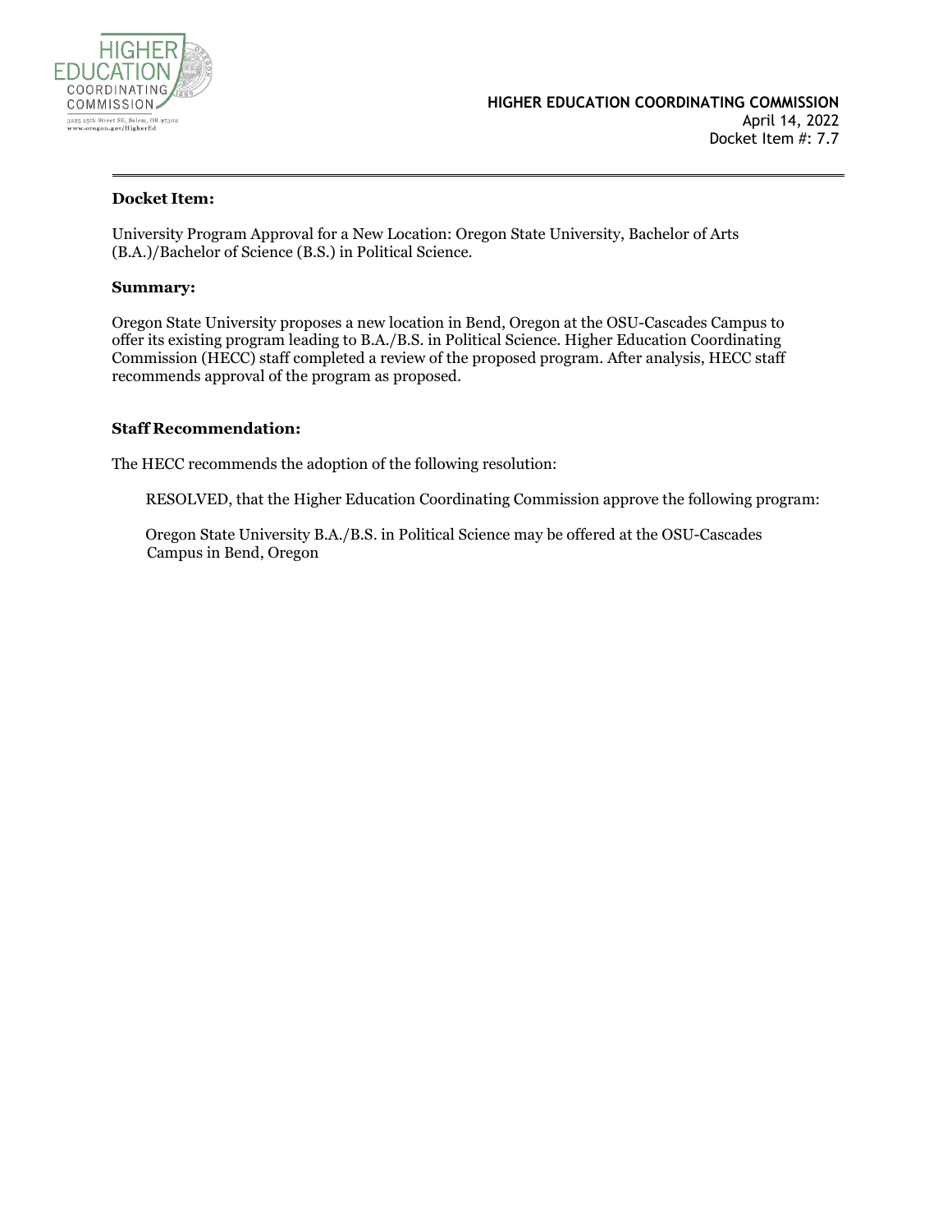HIGHER EDUCATION COORDINATING COMMISSION

3225 25th Street SE, Salem, OR 97302
www.oregon.gov/HigherEd

**HIGHER EDUCATION COORDINATING COMMISSION**
April 14, 2022
Docket Item #: 7.7

---

**Docket Item:**

University Program Approval for a New Location: Oregon State University, Bachelor of Arts (B.A.)/Bachelor of Science (B.S.) in Political Science.

**Summary:**

Oregon State University proposes a new location in Bend, Oregon at the OSU-Cascades Campus to offer its existing program leading to B.A./B.S. in Political Science. Higher Education Coordinating Commission (HECC) staff completed a review of the proposed program. After analysis, HECC staff recommends approval of the program as proposed.

**Staff Recommendation:**

The HECC recommends the adoption of the following resolution:

> RESOLVED, that the Higher Education Coordinating Commission approve the following program:
>
> Oregon State University B.A./B.S. in Political Science may be offered at the OSU-Cascades Campus in Bend, Oregon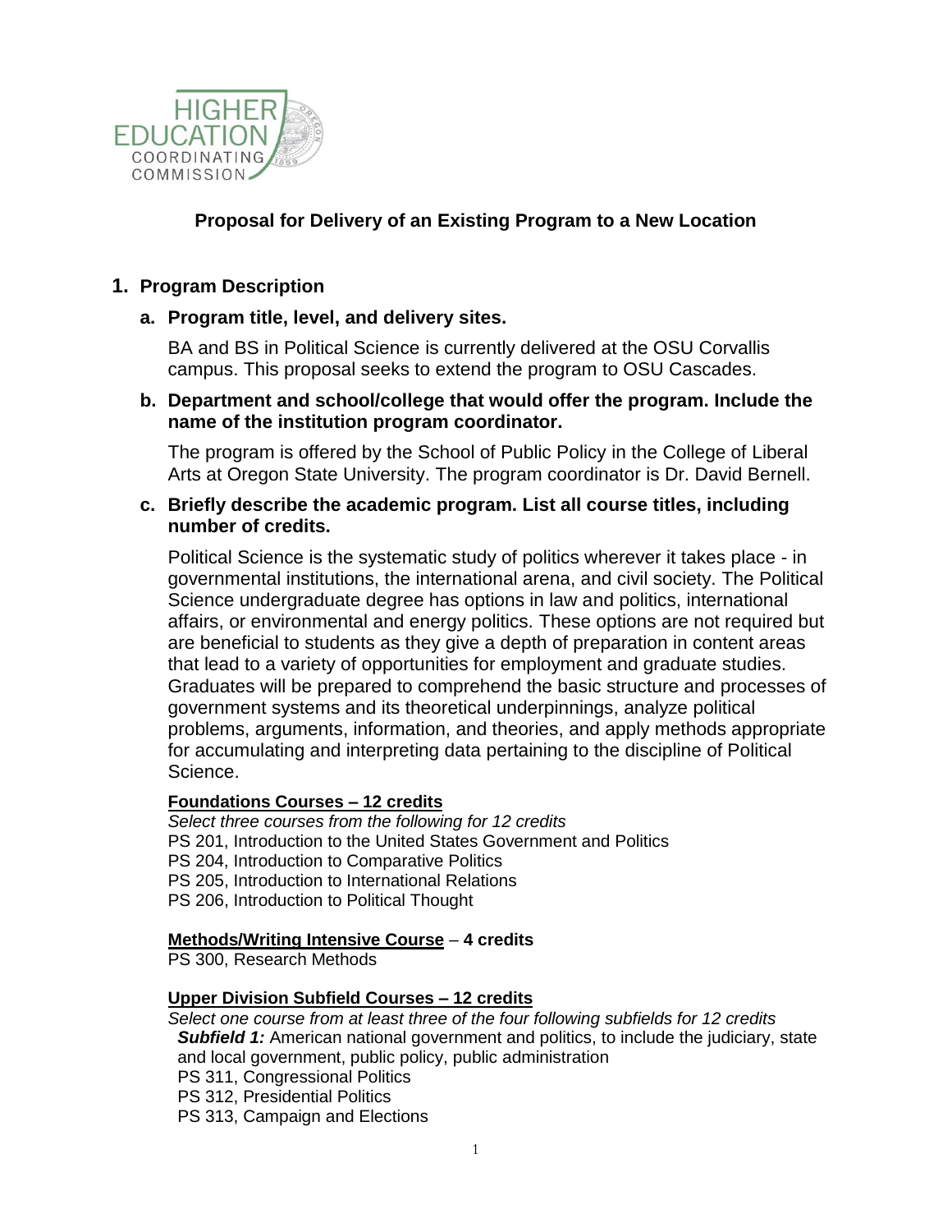# Proposal for Delivery of an Existing Program to a New Location

## 1. Program Description

### a. Program title, level, and delivery sites.

BA and BS in Political Science is currently delivered at the OSU Corvallis campus. This proposal seeks to extend the program to OSU Cascades.

### b. Department and school/college that would offer the program. Include the name of the institution program coordinator.

The program is offered by the School of Public Policy in the College of Liberal Arts at Oregon State University. The program coordinator is Dr. David Bernell.

### c. Briefly describe the academic program. List all course titles, including number of credits.

Political Science is the systematic study of politics wherever it takes place - in governmental institutions, the international arena, and civil society. The Political Science undergraduate degree has options in law and politics, international affairs, or environmental and energy politics. These options are not required but are beneficial to students as they give a depth of preparation in content areas that lead to a variety of opportunities for employment and graduate studies. Graduates will be prepared to comprehend the basic structure and processes of government systems and its theoretical underpinnings, analyze political problems, arguments, information, and theories, and apply methods appropriate for accumulating and interpreting data pertaining to the discipline of Political Science.

**Foundations Courses – 12 credits**

*Select three courses from the following for 12 credits*

PS 201, Introduction to the United States Government and Politics
PS 204, Introduction to Comparative Politics
PS 205, Introduction to International Relations
PS 206, Introduction to Political Thought

**Methods/Writing Intensive Course – 4 credits**

PS 300, Research Methods

**Upper Division Subfield Courses – 12 credits**

*Select one course from at least three of the four following subfields for 12 credits*

***Subfield 1:*** American national government and politics, to include the judiciary, state and local government, public policy, public administration

PS 311, Congressional Politics
PS 312, Presidential Politics
PS 313, Campaign and Elections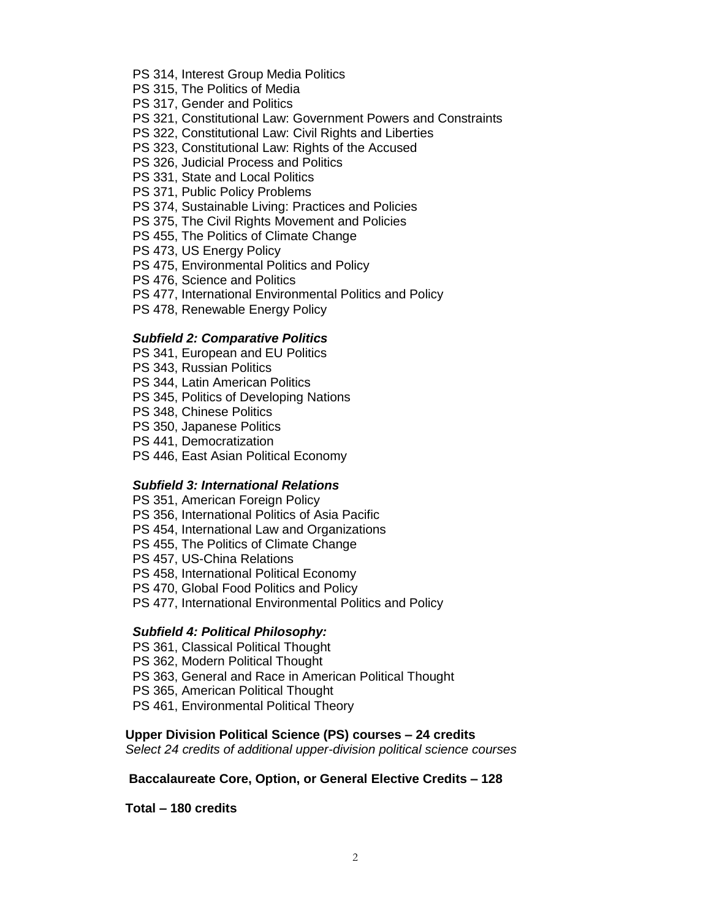PS 314, Interest Group Media Politics
PS 315, The Politics of Media
PS 317, Gender and Politics
PS 321, Constitutional Law: Government Powers and Constraints
PS 322, Constitutional Law: Civil Rights and Liberties
PS 323, Constitutional Law: Rights of the Accused
PS 326, Judicial Process and Politics
PS 331, State and Local Politics
PS 371, Public Policy Problems
PS 374, Sustainable Living: Practices and Policies
PS 375, The Civil Rights Movement and Policies
PS 455, The Politics of Climate Change
PS 473, US Energy Policy
PS 475, Environmental Politics and Policy
PS 476, Science and Politics
PS 477, International Environmental Politics and Policy
PS 478, Renewable Energy Policy

***Subfield 2: Comparative Politics***

PS 341, European and EU Politics
PS 343, Russian Politics
PS 344, Latin American Politics
PS 345, Politics of Developing Nations
PS 348, Chinese Politics
PS 350, Japanese Politics
PS 441, Democratization
PS 446, East Asian Political Economy

***Subfield 3: International Relations***

PS 351, American Foreign Policy
PS 356, International Politics of Asia Pacific
PS 454, International Law and Organizations
PS 455, The Politics of Climate Change
PS 457, US-China Relations
PS 458, International Political Economy
PS 470, Global Food Politics and Policy
PS 477, International Environmental Politics and Policy

***Subfield 4: Political Philosophy:***

PS 361, Classical Political Thought
PS 362, Modern Political Thought
PS 363, General and Race in American Political Thought
PS 365, American Political Thought
PS 461, Environmental Political Theory

**Upper Division Political Science (PS) courses – 24 credits**
*Select 24 credits of additional upper-division political science courses*

**Baccalaureate Core, Option, or General Elective Credits – 128**

**Total – 180 credits**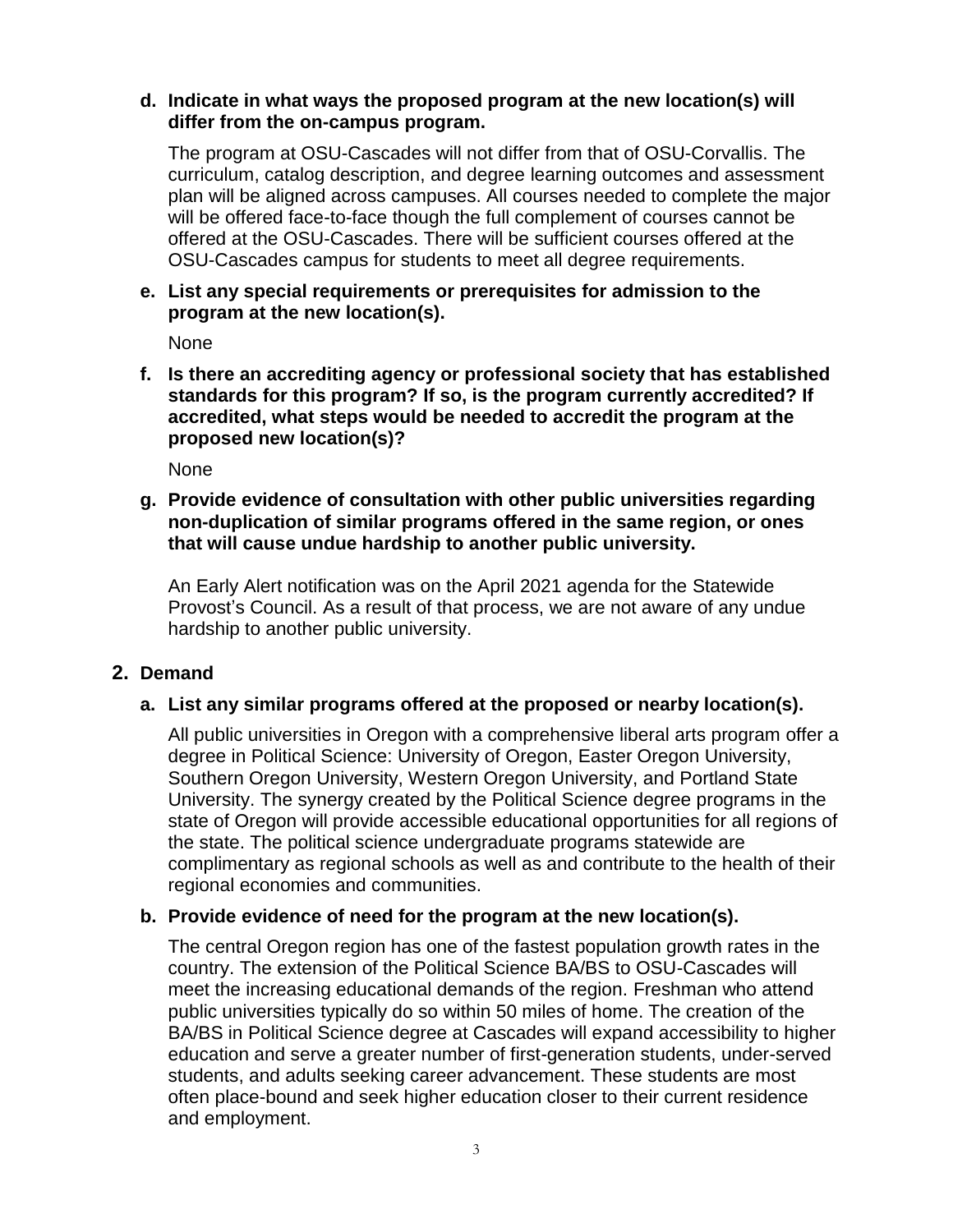**d. Indicate in what ways the proposed program at the new location(s) will differ from the on-campus program.**

The program at OSU-Cascades will not differ from that of OSU-Corvallis. The curriculum, catalog description, and degree learning outcomes and assessment plan will be aligned across campuses. All courses needed to complete the major will be offered face-to-face though the full complement of courses cannot be offered at the OSU-Cascades. There will be sufficient courses offered at the OSU-Cascades campus for students to meet all degree requirements.

**e. List any special requirements or prerequisites for admission to the program at the new location(s).**

None

**f. Is there an accrediting agency or professional society that has established standards for this program? If so, is the program currently accredited? If accredited, what steps would be needed to accredit the program at the proposed new location(s)?**

None

**g. Provide evidence of consultation with other public universities regarding non-duplication of similar programs offered in the same region, or ones that will cause undue hardship to another public university.**

An Early Alert notification was on the April 2021 agenda for the Statewide Provost's Council. As a result of that process, we are not aware of any undue hardship to another public university.

## 2. Demand

**a. List any similar programs offered at the proposed or nearby location(s).**

All public universities in Oregon with a comprehensive liberal arts program offer a degree in Political Science: University of Oregon, Easter Oregon University, Southern Oregon University, Western Oregon University, and Portland State University. The synergy created by the Political Science degree programs in the state of Oregon will provide accessible educational opportunities for all regions of the state. The political science undergraduate programs statewide are complimentary as regional schools as well as and contribute to the health of their regional economies and communities.

**b. Provide evidence of need for the program at the new location(s).**

The central Oregon region has one of the fastest population growth rates in the country. The extension of the Political Science BA/BS to OSU-Cascades will meet the increasing educational demands of the region. Freshman who attend public universities typically do so within 50 miles of home. The creation of the BA/BS in Political Science degree at Cascades will expand accessibility to higher education and serve a greater number of first-generation students, under-served students, and adults seeking career advancement. These students are most often place-bound and seek higher education closer to their current residence and employment.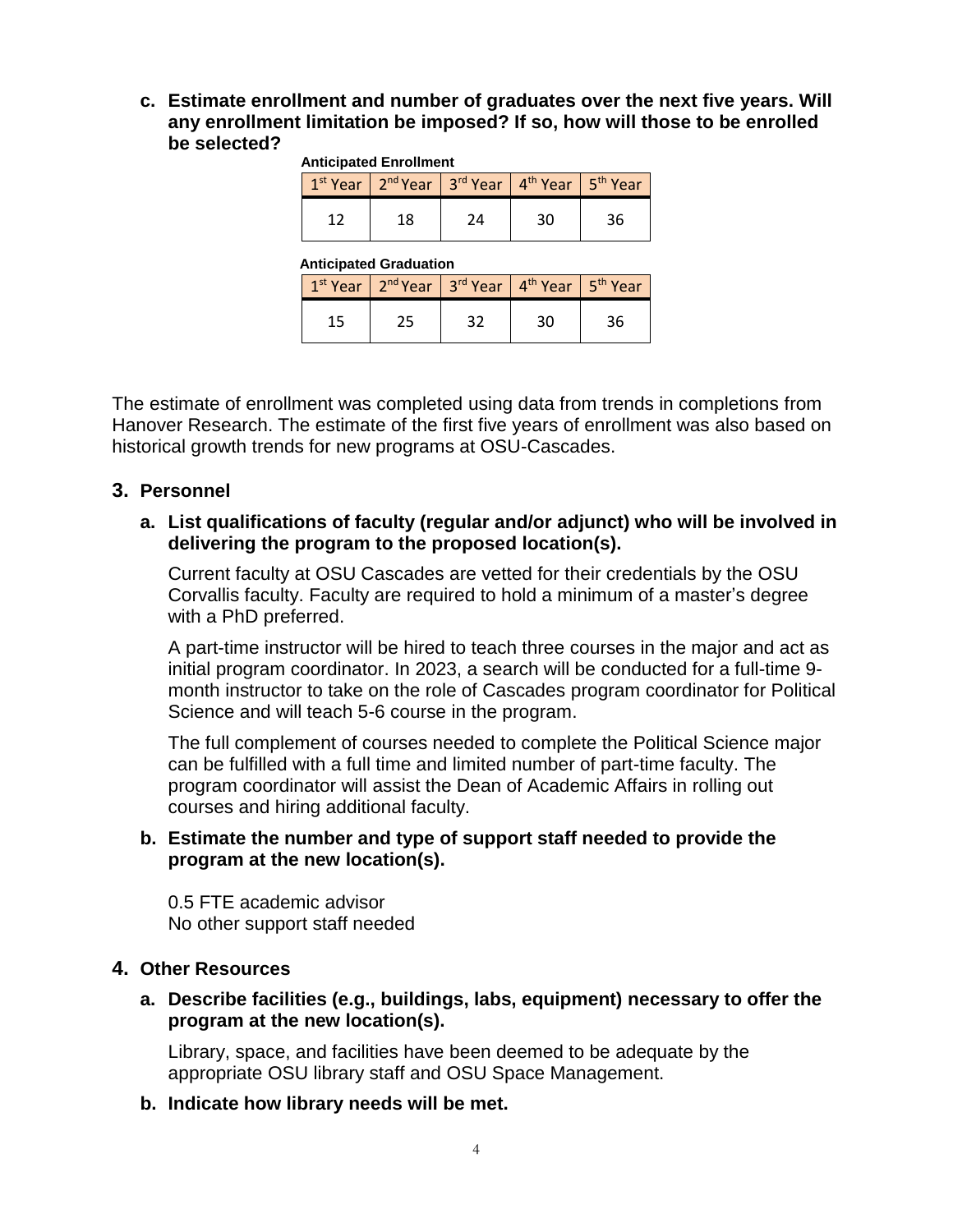**c. Estimate enrollment and number of graduates over the next five years. Will any enrollment limitation be imposed? If so, how will those to be enrolled be selected?**

**Anticipated Enrollment**

| 1st Year | 2nd Year | 3rd Year | 4th Year | 5th Year |
|---|---|---|---|---|
| 12 | 18 | 24 | 30 | 36 |

**Anticipated Graduation**

| 1st Year | 2nd Year | 3rd Year | 4th Year | 5th Year |
|---|---|---|---|---|
| 15 | 25 | 32 | 30 | 36 |

The estimate of enrollment was completed using data from trends in completions from Hanover Research. The estimate of the first five years of enrollment was also based on historical growth trends for new programs at OSU-Cascades.

## 3. Personnel

**a. List qualifications of faculty (regular and/or adjunct) who will be involved in delivering the program to the proposed location(s).**

Current faculty at OSU Cascades are vetted for their credentials by the OSU Corvallis faculty. Faculty are required to hold a minimum of a master's degree with a PhD preferred.

A part-time instructor will be hired to teach three courses in the major and act as initial program coordinator. In 2023, a search will be conducted for a full-time 9-month instructor to take on the role of Cascades program coordinator for Political Science and will teach 5-6 course in the program.

The full complement of courses needed to complete the Political Science major can be fulfilled with a full time and limited number of part-time faculty. The program coordinator will assist the Dean of Academic Affairs in rolling out courses and hiring additional faculty.

**b. Estimate the number and type of support staff needed to provide the program at the new location(s).**

0.5 FTE academic advisor
No other support staff needed

## 4. Other Resources

**a. Describe facilities (e.g., buildings, labs, equipment) necessary to offer the program at the new location(s).**

Library, space, and facilities have been deemed to be adequate by the appropriate OSU library staff and OSU Space Management.

**b. Indicate how library needs will be met.**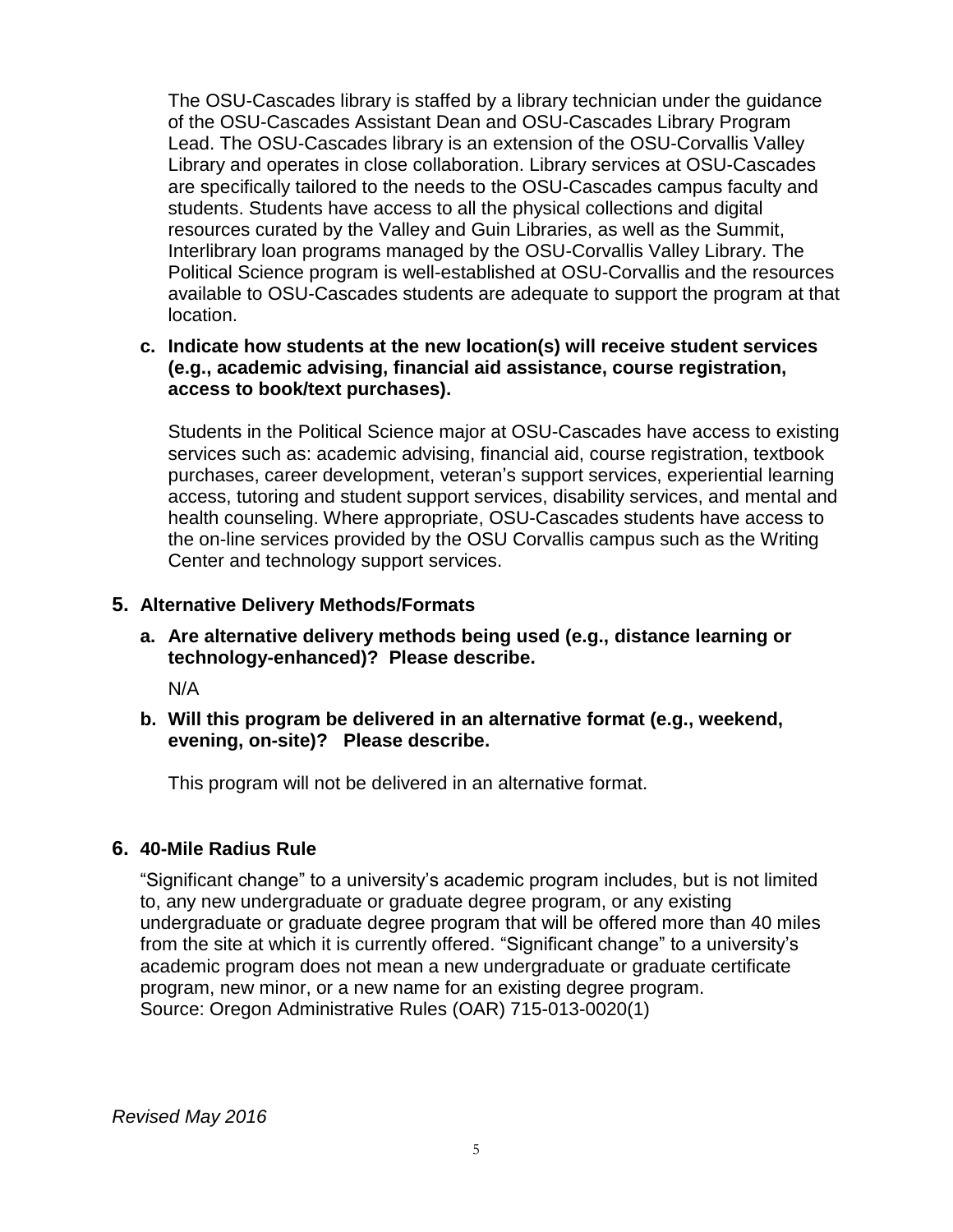The OSU-Cascades library is staffed by a library technician under the guidance of the OSU-Cascades Assistant Dean and OSU-Cascades Library Program Lead. The OSU-Cascades library is an extension of the OSU-Corvallis Valley Library and operates in close collaboration. Library services at OSU-Cascades are specifically tailored to the needs to the OSU-Cascades campus faculty and students. Students have access to all the physical collections and digital resources curated by the Valley and Guin Libraries, as well as the Summit, Interlibrary loan programs managed by the OSU-Corvallis Valley Library. The Political Science program is well-established at OSU-Corvallis and the resources available to OSU-Cascades students are adequate to support the program at that location.

**c. Indicate how students at the new location(s) will receive student services (e.g., academic advising, financial aid assistance, course registration, access to book/text purchases).**

Students in the Political Science major at OSU-Cascades have access to existing services such as: academic advising, financial aid, course registration, textbook purchases, career development, veteran's support services, experiential learning access, tutoring and student support services, disability services, and mental and health counseling. Where appropriate, OSU-Cascades students have access to the on-line services provided by the OSU Corvallis campus such as the Writing Center and technology support services.

## 5. Alternative Delivery Methods/Formats

**a. Are alternative delivery methods being used (e.g., distance learning or technology-enhanced)? Please describe.**

N/A

**b. Will this program be delivered in an alternative format (e.g., weekend, evening, on-site)? Please describe.**

This program will not be delivered in an alternative format.

## 6. 40-Mile Radius Rule

"Significant change" to a university's academic program includes, but is not limited to, any new undergraduate or graduate degree program, or any existing undergraduate or graduate degree program that will be offered more than 40 miles from the site at which it is currently offered. "Significant change" to a university's academic program does not mean a new undergraduate or graduate certificate program, new minor, or a new name for an existing degree program.
Source: Oregon Administrative Rules (OAR) 715-013-0020(1)

*Revised May 2016*